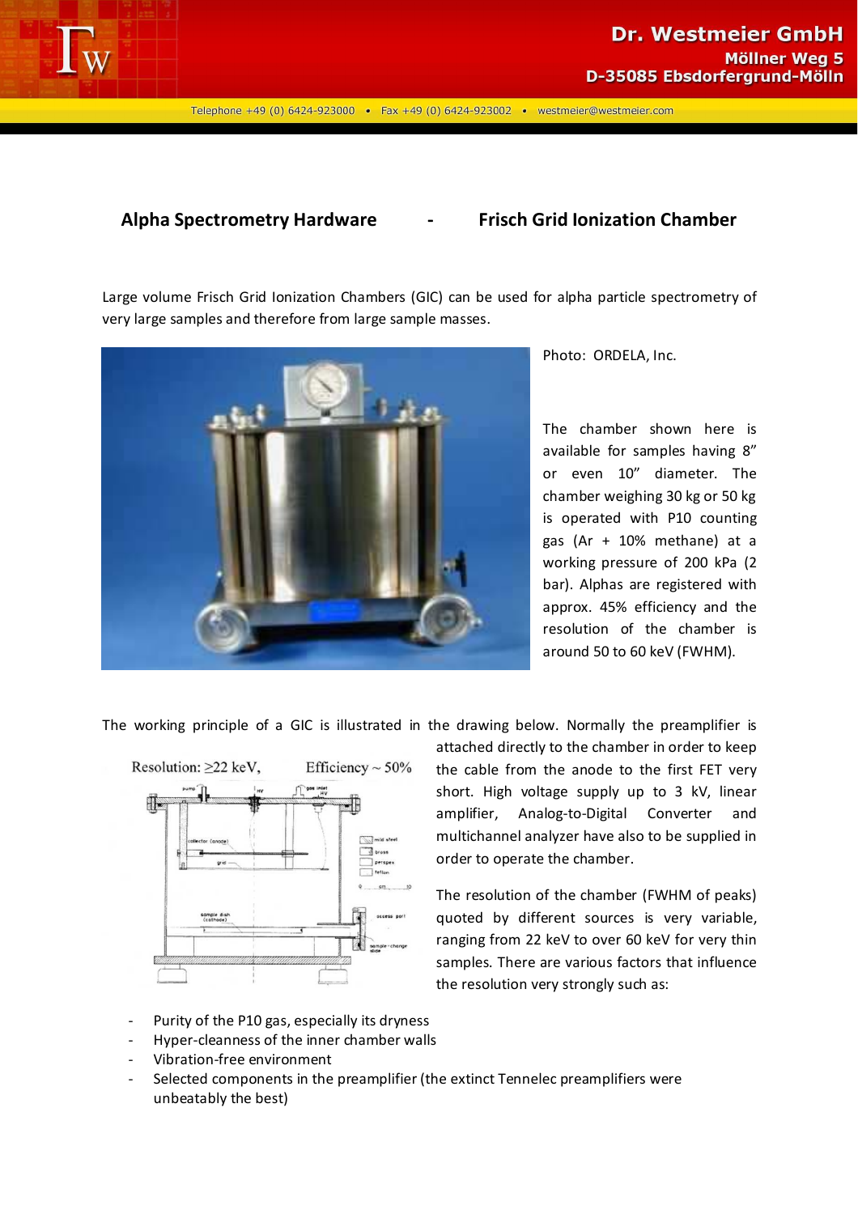## Alpha Spectrometry Hardware - Frisch Grid Ionization Chamber

Large volume Frisch Grid Ionization Chambers (GIC) can be used for alpha particle spectrometry of very large samples and therefore from large sample masses.

Photo: ORDELA, Inc.

The chamber shown here is available for samples having 8" or even 10" diameter. The chamber weighing 30 kg or 50 kg is operated with P10 counting gas (Ar + 10% methane) at a working pressure of 200 kPa (2 bar). Alphas are registered with approx. 45% efficiency and the resolution of the chamber is around 50 to 60 keV (FWHM).

The working principle of a GIC is illustrated in the drawing below. Normally the preamplifier is attached directly to the chamber in order to keep the cable from the anode to the first FET very short. High voltage supply up to 3 kV, linear amplifier, Analog-to-Digital Converter and multichannel analyzer have also to be supplied in order to operate the chamber.

Resolution: ≥22 keV, Efficiency ~ 50%

The resolution of the chamber (FWHM of peaks) quoted by different sources is very variable, ranging from 22 keV to over 60 keV for very thin samples. There are various factors that influence the resolution very strongly such as:

- Purity of the P10 gas, especially its dryness
- Hyper-cleanness of the inner chamber walls
- Vibration-free environment
- Selected components in the preamplifier (the extinct Tennelec preamplifiers were unbeatably the best)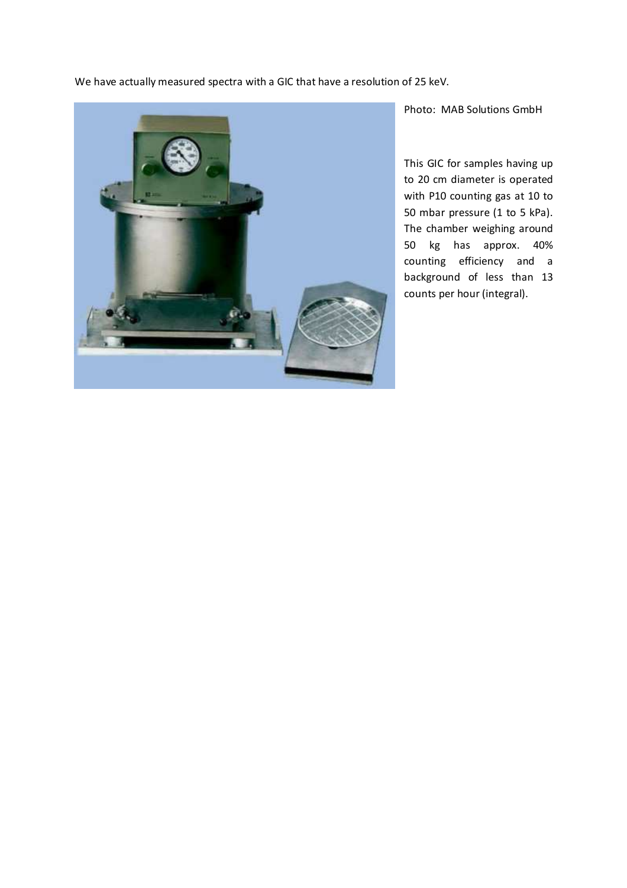We have actually measured spectra with a GIC that have a resolution of 25 keV.

Photo: MAB Solutions GmbH

This GIC for samples having up to 20 cm diameter is operated with P10 counting gas at 10 to 50 mbar pressure (1 to 5 kPa). The chamber weighing around 50 kg has approx. 40% counting efficiency and a background of less than 13 counts per hour (integral).